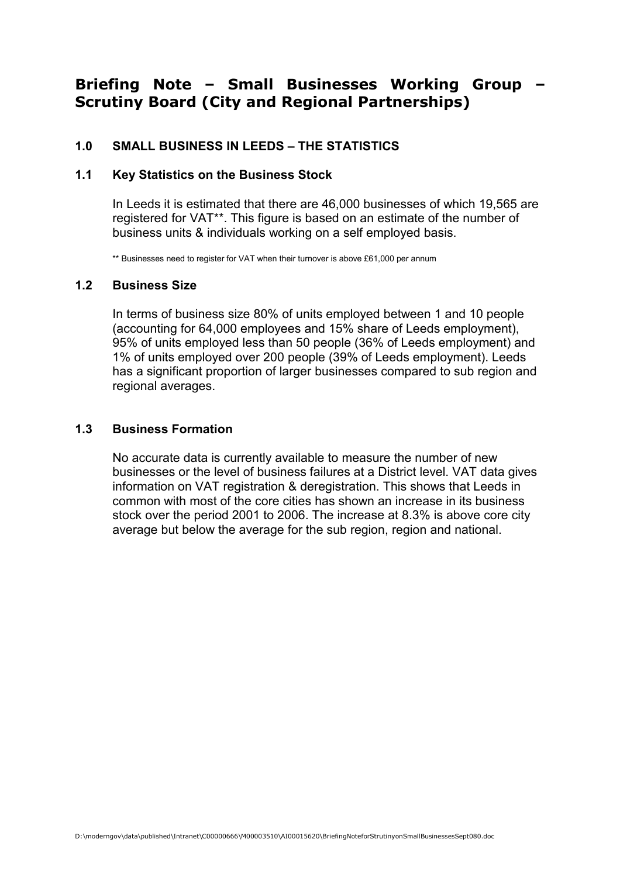# Briefing Note – Small Businesses Working Group – Scrutiny Board (City and Regional Partnerships)

## 1.0 SMALL BUSINESS IN LEEDS – THE STATISTICS

### 1.1 Key Statistics on the Business Stock

In Leeds it is estimated that there are 46,000 businesses of which 19,565 are registered for VAT**. This figure is based on an estimate of the number of business units & individuals working on a self employed basis.

** Businesses need to register for VAT when their turnover is above £61,000 per annum

### 1.2 Business Size

In terms of business size 80% of units employed between 1 and 10 people (accounting for 64,000 employees and 15% share of Leeds employment), 95% of units employed less than 50 people (36% of Leeds employment) and 1% of units employed over 200 people (39% of Leeds employment). Leeds has a significant proportion of larger businesses compared to sub region and regional averages.

### 1.3 Business Formation

No accurate data is currently available to measure the number of new businesses or the level of business failures at a District level. VAT data gives information on VAT registration & deregistration. This shows that Leeds in common with most of the core cities has shown an increase in its business stock over the period 2001 to 2006. The increase at 8.3% is above core city average but below the average for the sub region, region and national.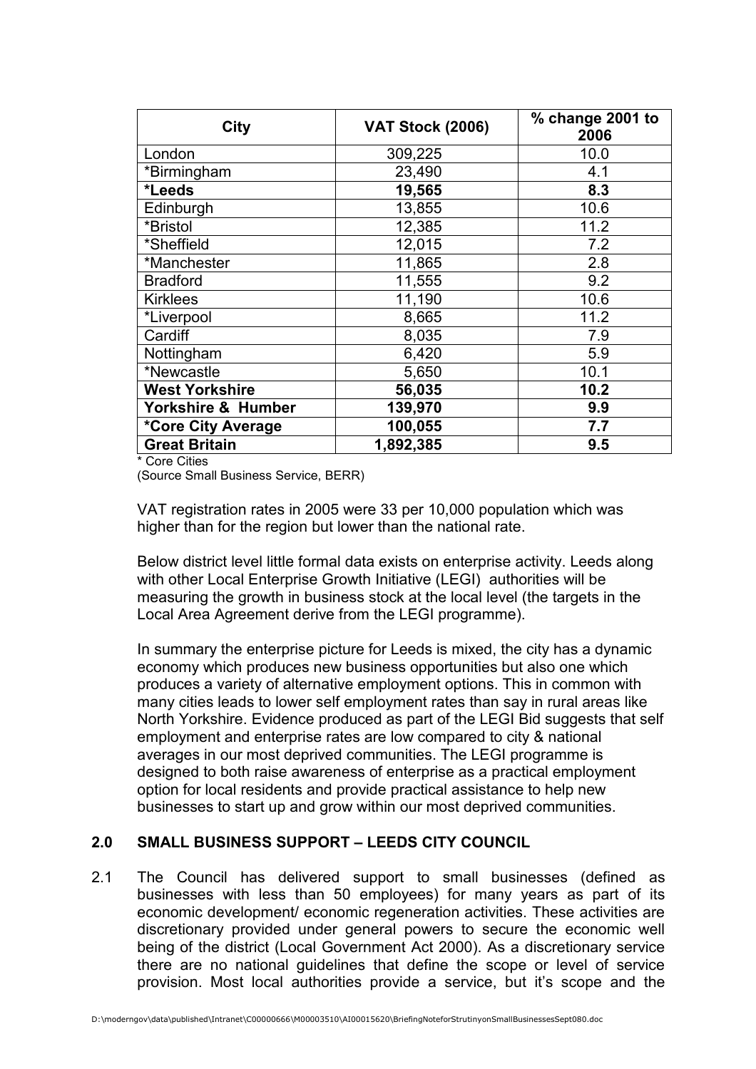| City | VAT Stock (2006) | % change 2001 to 2006 |
|---|---|---|
| London | 309,225 | 10.0 |
| *Birmingham | 23,490 | 4.1 |
| **\*Leeds** | **19,565** | **8.3** |
| Edinburgh | 13,855 | 10.6 |
| *Bristol | 12,385 | 11.2 |
| *Sheffield | 12,015 | 7.2 |
| *Manchester | 11,865 | 2.8 |
| Bradford | 11,555 | 9.2 |
| Kirklees | 11,190 | 10.6 |
| *Liverpool | 8,665 | 11.2 |
| Cardiff | 8,035 | 7.9 |
| Nottingham | 6,420 | 5.9 |
| *Newcastle | 5,650 | 10.1 |
| **West Yorkshire** | **56,035** | **10.2** |
| **Yorkshire & Humber** | **139,970** | **9.9** |
| **\*Core City Average** | **100,055** | **7.7** |
| **Great Britain** | **1,892,385** | **9.5** |

* Core Cities
(Source Small Business Service, BERR)

VAT registration rates in 2005 were 33 per 10,000 population which was higher than for the region but lower than the national rate.

Below district level little formal data exists on enterprise activity. Leeds along with other Local Enterprise Growth Initiative (LEGI) authorities will be measuring the growth in business stock at the local level (the targets in the Local Area Agreement derive from the LEGI programme).

In summary the enterprise picture for Leeds is mixed, the city has a dynamic economy which produces new business opportunities but also one which produces a variety of alternative employment options. This in common with many cities leads to lower self employment rates than say in rural areas like North Yorkshire. Evidence produced as part of the LEGI Bid suggests that self employment and enterprise rates are low compared to city & national averages in our most deprived communities. The LEGI programme is designed to both raise awareness of enterprise as a practical employment option for local residents and provide practical assistance to help new businesses to start up and grow within our most deprived communities.

## 2.0 SMALL BUSINESS SUPPORT – LEEDS CITY COUNCIL

2.1 The Council has delivered support to small businesses (defined as businesses with less than 50 employees) for many years as part of its economic development/ economic regeneration activities. These activities are discretionary provided under general powers to secure the economic well being of the district (Local Government Act 2000). As a discretionary service there are no national guidelines that define the scope or level of service provision. Most local authorities provide a service, but it's scope and the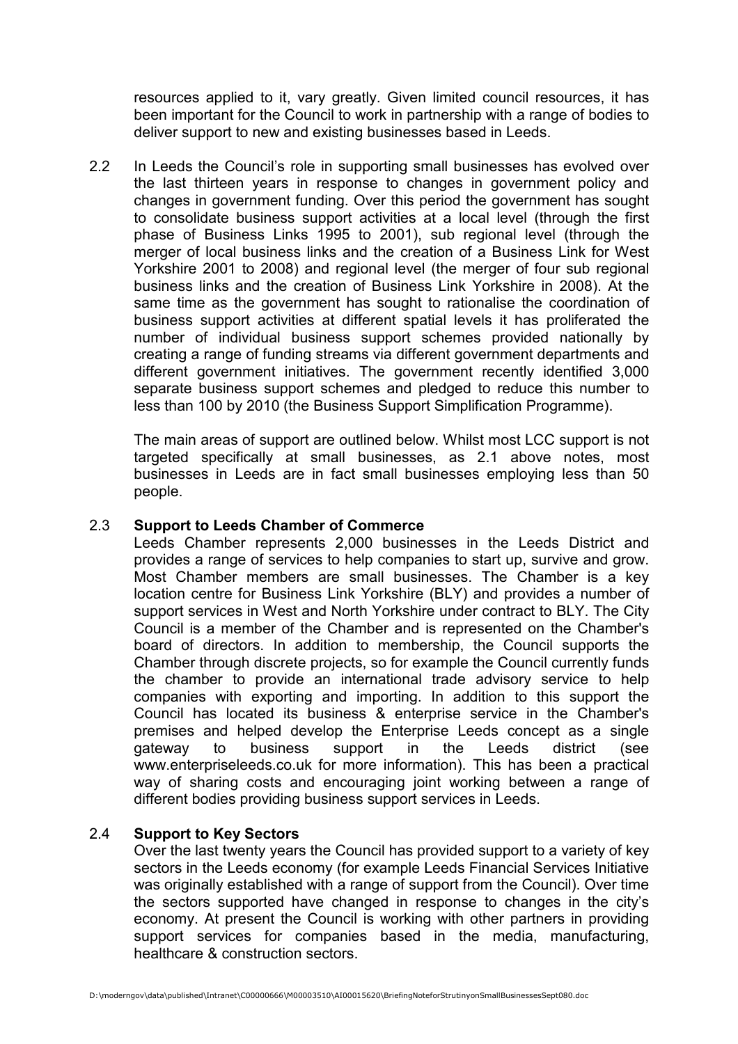resources applied to it, vary greatly. Given limited council resources, it has been important for the Council to work in partnership with a range of bodies to deliver support to new and existing businesses based in Leeds.

2.2 In Leeds the Council's role in supporting small businesses has evolved over the last thirteen years in response to changes in government policy and changes in government funding. Over this period the government has sought to consolidate business support activities at a local level (through the first phase of Business Links 1995 to 2001), sub regional level (through the merger of local business links and the creation of a Business Link for West Yorkshire 2001 to 2008) and regional level (the merger of four sub regional business links and the creation of Business Link Yorkshire in 2008). At the same time as the government has sought to rationalise the coordination of business support activities at different spatial levels it has proliferated the number of individual business support schemes provided nationally by creating a range of funding streams via different government departments and different government initiatives. The government recently identified 3,000 separate business support schemes and pledged to reduce this number to less than 100 by 2010 (the Business Support Simplification Programme).

The main areas of support are outlined below. Whilst most LCC support is not targeted specifically at small businesses, as 2.1 above notes, most businesses in Leeds are in fact small businesses employing less than 50 people.

### 2.3 Support to Leeds Chamber of Commerce

Leeds Chamber represents 2,000 businesses in the Leeds District and provides a range of services to help companies to start up, survive and grow. Most Chamber members are small businesses. The Chamber is a key location centre for Business Link Yorkshire (BLY) and provides a number of support services in West and North Yorkshire under contract to BLY. The City Council is a member of the Chamber and is represented on the Chamber's board of directors. In addition to membership, the Council supports the Chamber through discrete projects, so for example the Council currently funds the chamber to provide an international trade advisory service to help companies with exporting and importing. In addition to this support the Council has located its business & enterprise service in the Chamber's premises and helped develop the Enterprise Leeds concept as a single gateway to business support in the Leeds district (see www.enterpriseleeds.co.uk for more information). This has been a practical way of sharing costs and encouraging joint working between a range of different bodies providing business support services in Leeds.

### 2.4 Support to Key Sectors

Over the last twenty years the Council has provided support to a variety of key sectors in the Leeds economy (for example Leeds Financial Services Initiative was originally established with a range of support from the Council). Over time the sectors supported have changed in response to changes in the city's economy. At present the Council is working with other partners in providing support services for companies based in the media, manufacturing, healthcare & construction sectors.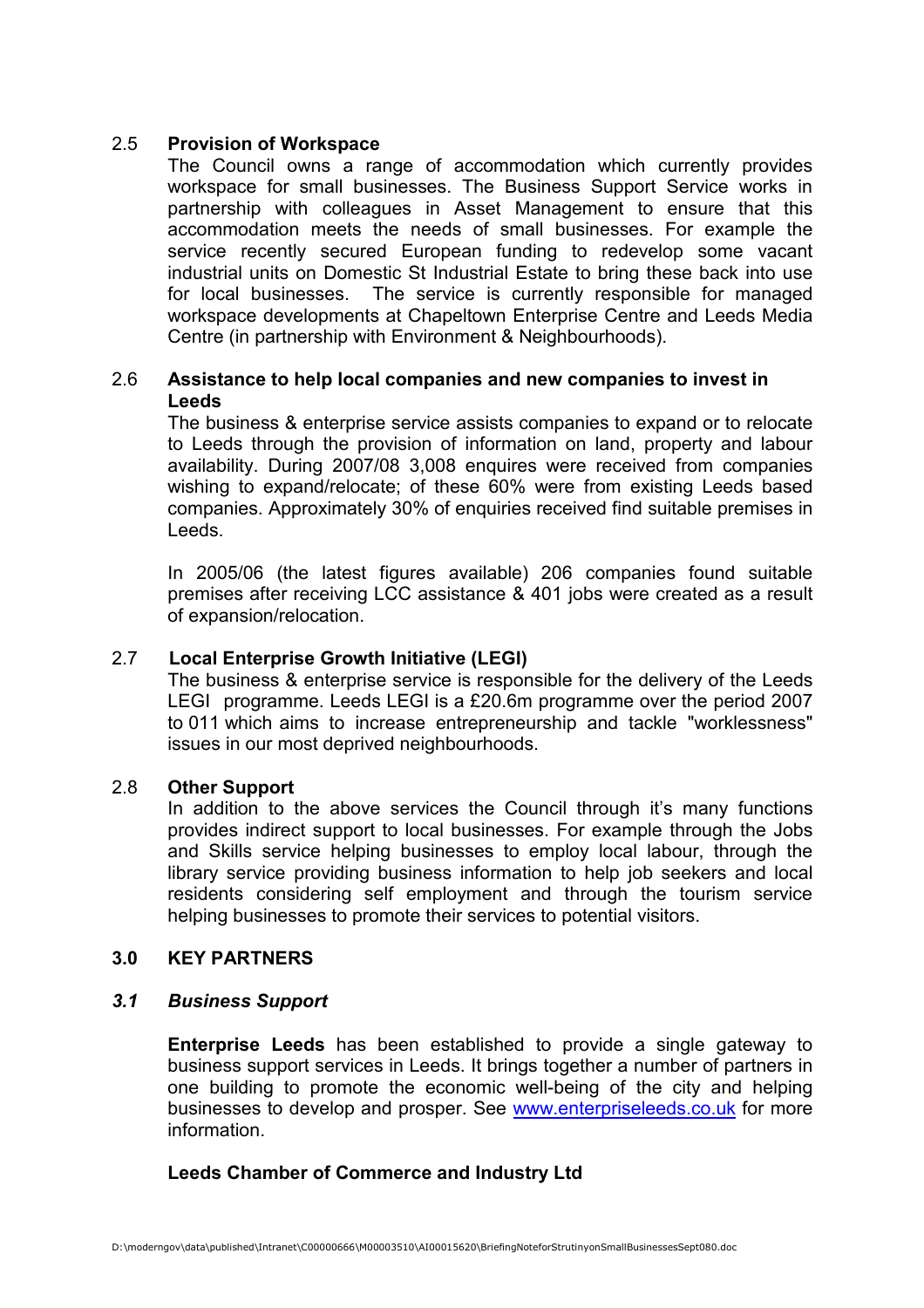## 2.5 Provision of Workspace

The Council owns a range of accommodation which currently provides workspace for small businesses. The Business Support Service works in partnership with colleagues in Asset Management to ensure that this accommodation meets the needs of small businesses. For example the service recently secured European funding to redevelop some vacant industrial units on Domestic St Industrial Estate to bring these back into use for local businesses. The service is currently responsible for managed workspace developments at Chapeltown Enterprise Centre and Leeds Media Centre (in partnership with Environment & Neighbourhoods).

## 2.6 Assistance to help local companies and new companies to invest in Leeds

The business & enterprise service assists companies to expand or to relocate to Leeds through the provision of information on land, property and labour availability. During 2007/08 3,008 enquires were received from companies wishing to expand/relocate; of these 60% were from existing Leeds based companies. Approximately 30% of enquiries received find suitable premises in Leeds.

In 2005/06 (the latest figures available) 206 companies found suitable premises after receiving LCC assistance & 401 jobs were created as a result of expansion/relocation.

## 2.7 Local Enterprise Growth Initiative (LEGI)

The business & enterprise service is responsible for the delivery of the Leeds LEGI programme. Leeds LEGI is a £20.6m programme over the period 2007 to 011 which aims to increase entrepreneurship and tackle "worklessness" issues in our most deprived neighbourhoods.

## 2.8 Other Support

In addition to the above services the Council through it's many functions provides indirect support to local businesses. For example through the Jobs and Skills service helping businesses to employ local labour, through the library service providing business information to help job seekers and local residents considering self employment and through the tourism service helping businesses to promote their services to potential visitors.

# 3.0 KEY PARTNERS

### *3.1 Business Support*

**Enterprise Leeds** has been established to provide a single gateway to business support services in Leeds. It brings together a number of partners in one building to promote the economic well-being of the city and helping businesses to develop and prosper. See www.enterpriseleeds.co.uk for more information.

**Leeds Chamber of Commerce and Industry Ltd**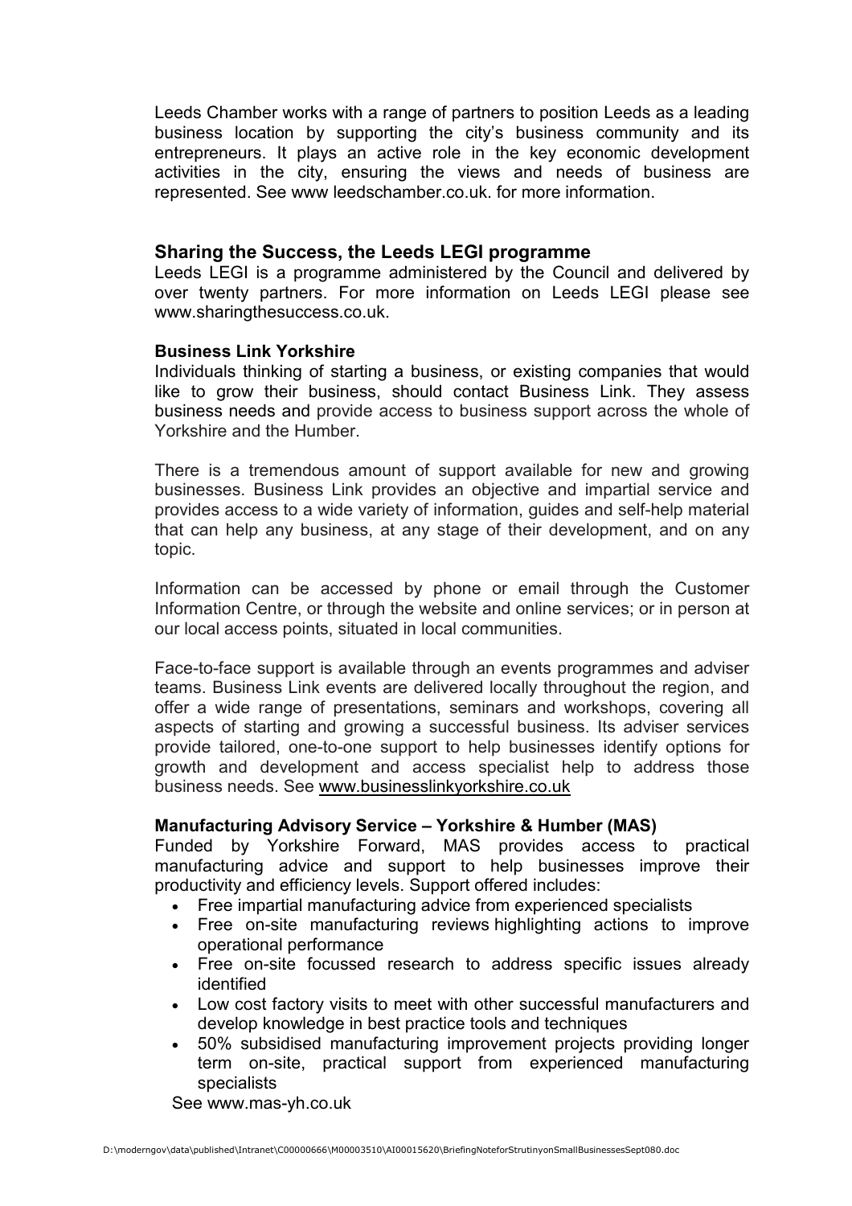Leeds Chamber works with a range of partners to position Leeds as a leading business location by supporting the city's business community and its entrepreneurs. It plays an active role in the key economic development activities in the city, ensuring the views and needs of business are represented. See www leedschamber.co.uk. for more information.

## Sharing the Success, the Leeds LEGI programme

Leeds LEGI is a programme administered by the Council and delivered by over twenty partners. For more information on Leeds LEGI please see www.sharingthesuccess.co.uk.

### Business Link Yorkshire

Individuals thinking of starting a business, or existing companies that would like to grow their business, should contact Business Link. They assess business needs and provide access to business support across the whole of Yorkshire and the Humber.

There is a tremendous amount of support available for new and growing businesses. Business Link provides an objective and impartial service and provides access to a wide variety of information, guides and self-help material that can help any business, at any stage of their development, and on any topic.

Information can be accessed by phone or email through the Customer Information Centre, or through the website and online services; or in person at our local access points, situated in local communities.

Face-to-face support is available through an events programmes and adviser teams. Business Link events are delivered locally throughout the region, and offer a wide range of presentations, seminars and workshops, covering all aspects of starting and growing a successful business. Its adviser services provide tailored, one-to-one support to help businesses identify options for growth and development and access specialist help to address those business needs. See www.businesslinkyorkshire.co.uk

### Manufacturing Advisory Service – Yorkshire & Humber (MAS)

Funded by Yorkshire Forward, MAS provides access to practical manufacturing advice and support to help businesses improve their productivity and efficiency levels. Support offered includes:

- Free impartial manufacturing advice from experienced specialists
- Free on-site manufacturing reviews highlighting actions to improve operational performance
- Free on-site focussed research to address specific issues already identified
- Low cost factory visits to meet with other successful manufacturers and develop knowledge in best practice tools and techniques
- 50% subsidised manufacturing improvement projects providing longer term on-site, practical support from experienced manufacturing specialists

See www.mas-yh.co.uk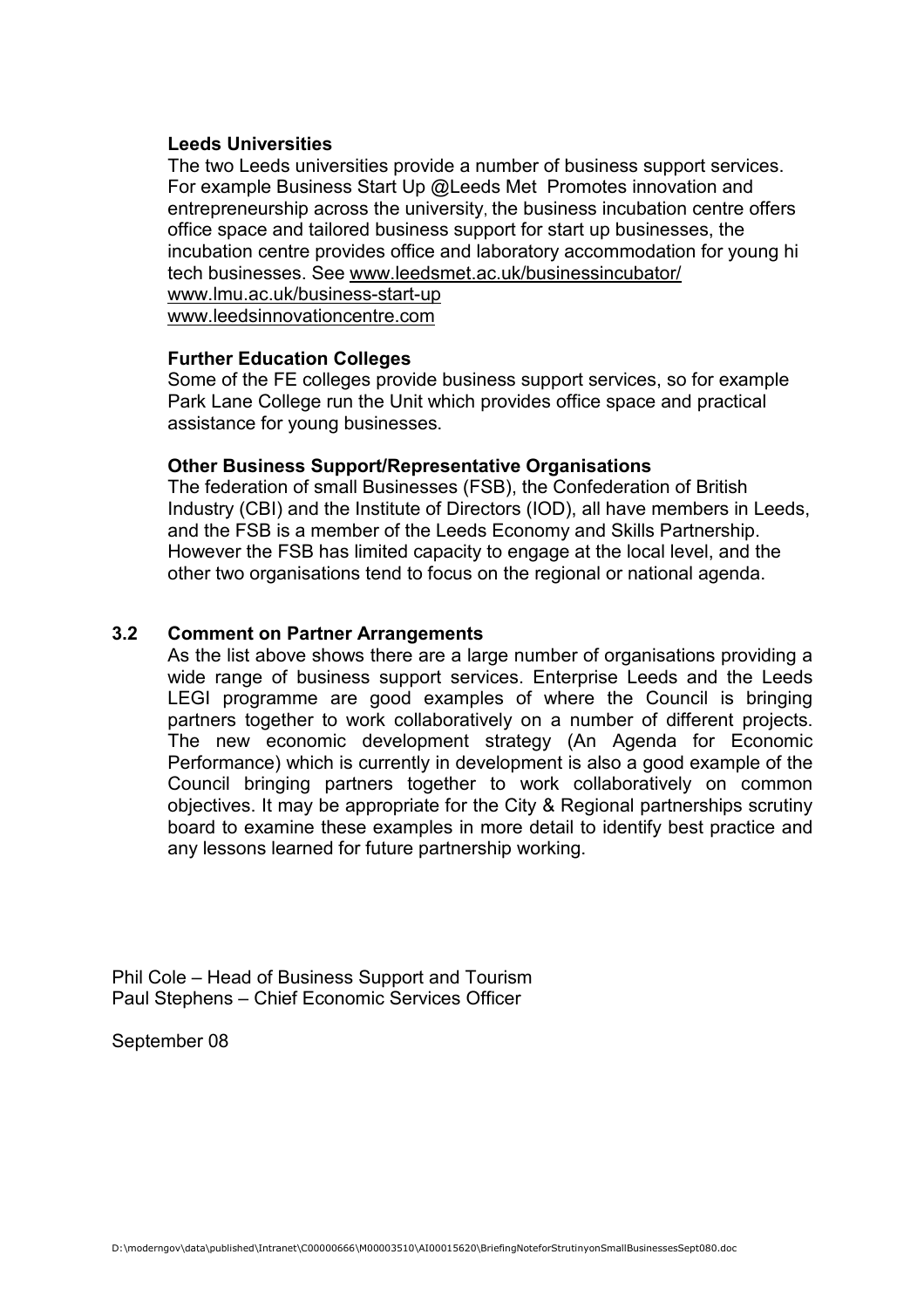**Leeds Universities**

The two Leeds universities provide a number of business support services. For example Business Start Up @Leeds Met Promotes innovation and entrepreneurship across the university, the business incubation centre offers office space and tailored business support for start up businesses, the incubation centre provides office and laboratory accommodation for young hi tech businesses. See www.leedsmet.ac.uk/businessincubator/
www.lmu.ac.uk/business-start-up
www.leedsinnovationcentre.com

**Further Education Colleges**

Some of the FE colleges provide business support services, so for example Park Lane College run the Unit which provides office space and practical assistance for young businesses.

**Other Business Support/Representative Organisations**

The federation of small Businesses (FSB), the Confederation of British Industry (CBI) and the Institute of Directors (IOD), all have members in Leeds, and the FSB is a member of the Leeds Economy and Skills Partnership. However the FSB has limited capacity to engage at the local level, and the other two organisations tend to focus on the regional or national agenda.

## 3.2 Comment on Partner Arrangements

As the list above shows there are a large number of organisations providing a wide range of business support services. Enterprise Leeds and the Leeds LEGI programme are good examples of where the Council is bringing partners together to work collaboratively on a number of different projects. The new economic development strategy (An Agenda for Economic Performance) which is currently in development is also a good example of the Council bringing partners together to work collaboratively on common objectives. It may be appropriate for the City & Regional partnerships scrutiny board to examine these examples in more detail to identify best practice and any lessons learned for future partnership working.

Phil Cole – Head of Business Support and Tourism
Paul Stephens – Chief Economic Services Officer

September 08